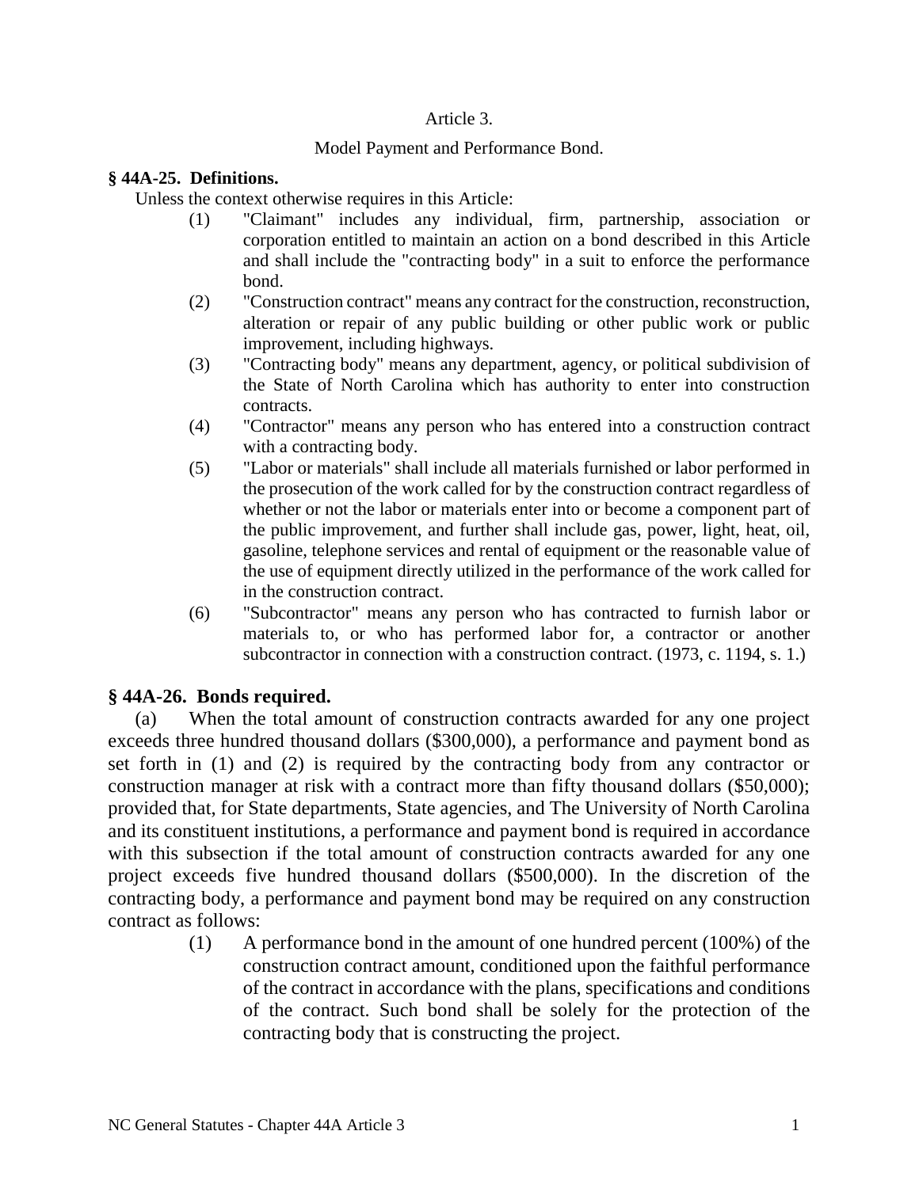Article 3.

Model Payment and Performance Bond.

**§ 44A-25. Definitions.**

Unless the context otherwise requires in this Article:

(1) "Claimant" includes any individual, firm, partnership, association or corporation entitled to maintain an action on a bond described in this Article and shall include the "contracting body" in a suit to enforce the performance bond.

(2) "Construction contract" means any contract for the construction, reconstruction, alteration or repair of any public building or other public work or public improvement, including highways.

(3) "Contracting body" means any department, agency, or political subdivision of the State of North Carolina which has authority to enter into construction contracts.

(4) "Contractor" means any person who has entered into a construction contract with a contracting body.

(5) "Labor or materials" shall include all materials furnished or labor performed in the prosecution of the work called for by the construction contract regardless of whether or not the labor or materials enter into or become a component part of the public improvement, and further shall include gas, power, light, heat, oil, gasoline, telephone services and rental of equipment or the reasonable value of the use of equipment directly utilized in the performance of the work called for in the construction contract.

(6) "Subcontractor" means any person who has contracted to furnish labor or materials to, or who has performed labor for, a contractor or another subcontractor in connection with a construction contract. (1973, c. 1194, s. 1.)

**§ 44A-26. Bonds required.**

(a) When the total amount of construction contracts awarded for any one project exceeds three hundred thousand dollars ($300,000), a performance and payment bond as set forth in (1) and (2) is required by the contracting body from any contractor or construction manager at risk with a contract more than fifty thousand dollars ($50,000); provided that, for State departments, State agencies, and The University of North Carolina and its constituent institutions, a performance and payment bond is required in accordance with this subsection if the total amount of construction contracts awarded for any one project exceeds five hundred thousand dollars ($500,000). In the discretion of the contracting body, a performance and payment bond may be required on any construction contract as follows:

(1) A performance bond in the amount of one hundred percent (100%) of the construction contract amount, conditioned upon the faithful performance of the contract in accordance with the plans, specifications and conditions of the contract. Such bond shall be solely for the protection of the contracting body that is constructing the project.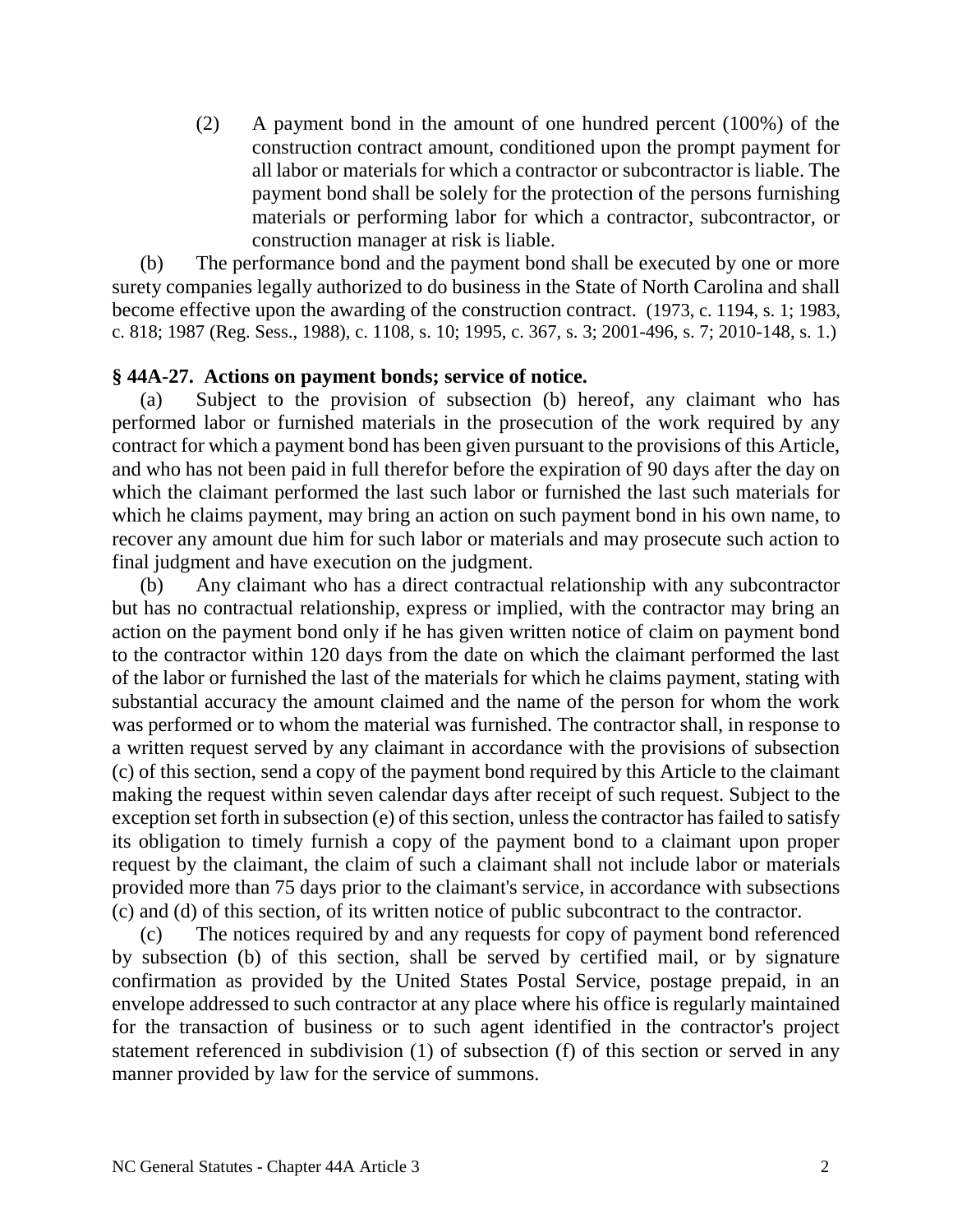(2) A payment bond in the amount of one hundred percent (100%) of the construction contract amount, conditioned upon the prompt payment for all labor or materials for which a contractor or subcontractor is liable. The payment bond shall be solely for the protection of the persons furnishing materials or performing labor for which a contractor, subcontractor, or construction manager at risk is liable.

(b) The performance bond and the payment bond shall be executed by one or more surety companies legally authorized to do business in the State of North Carolina and shall become effective upon the awarding of the construction contract. (1973, c. 1194, s. 1; 1983, c. 818; 1987 (Reg. Sess., 1988), c. 1108, s. 10; 1995, c. 367, s. 3; 2001-496, s. 7; 2010-148, s. 1.)

### § 44A-27. Actions on payment bonds; service of notice.

(a) Subject to the provision of subsection (b) hereof, any claimant who has performed labor or furnished materials in the prosecution of the work required by any contract for which a payment bond has been given pursuant to the provisions of this Article, and who has not been paid in full therefor before the expiration of 90 days after the day on which the claimant performed the last such labor or furnished the last such materials for which he claims payment, may bring an action on such payment bond in his own name, to recover any amount due him for such labor or materials and may prosecute such action to final judgment and have execution on the judgment.

(b) Any claimant who has a direct contractual relationship with any subcontractor but has no contractual relationship, express or implied, with the contractor may bring an action on the payment bond only if he has given written notice of claim on payment bond to the contractor within 120 days from the date on which the claimant performed the last of the labor or furnished the last of the materials for which he claims payment, stating with substantial accuracy the amount claimed and the name of the person for whom the work was performed or to whom the material was furnished. The contractor shall, in response to a written request served by any claimant in accordance with the provisions of subsection (c) of this section, send a copy of the payment bond required by this Article to the claimant making the request within seven calendar days after receipt of such request. Subject to the exception set forth in subsection (e) of this section, unless the contractor has failed to satisfy its obligation to timely furnish a copy of the payment bond to a claimant upon proper request by the claimant, the claim of such a claimant shall not include labor or materials provided more than 75 days prior to the claimant's service, in accordance with subsections (c) and (d) of this section, of its written notice of public subcontract to the contractor.

(c) The notices required by and any requests for copy of payment bond referenced by subsection (b) of this section, shall be served by certified mail, or by signature confirmation as provided by the United States Postal Service, postage prepaid, in an envelope addressed to such contractor at any place where his office is regularly maintained for the transaction of business or to such agent identified in the contractor's project statement referenced in subdivision (1) of subsection (f) of this section or served in any manner provided by law for the service of summons.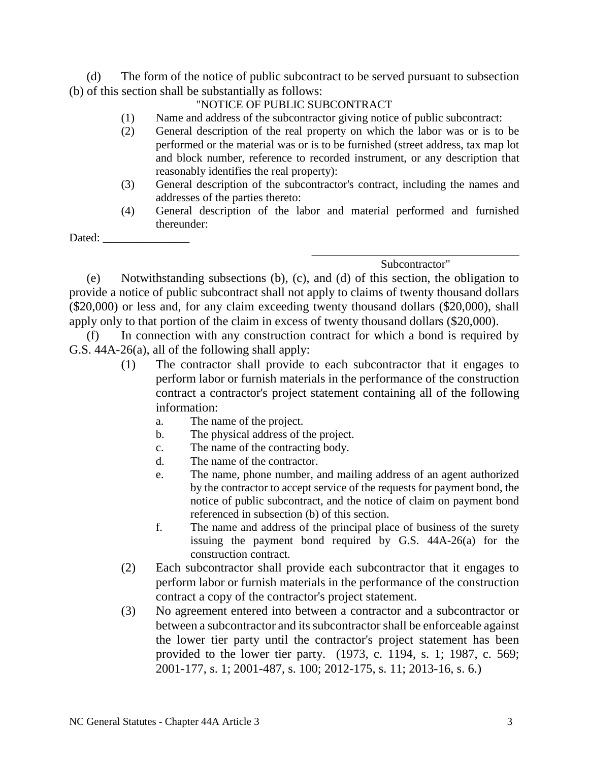(d) The form of the notice of public subcontract to be served pursuant to subsection (b) of this section shall be substantially as follows:

"NOTICE OF PUBLIC SUBCONTRACT

(1) Name and address of the subcontractor giving notice of public subcontract:

(2) General description of the real property on which the labor was or is to be performed or the material was or is to be furnished (street address, tax map lot and block number, reference to recorded instrument, or any description that reasonably identifies the real property):

(3) General description of the subcontractor's contract, including the names and addresses of the parties thereto:

(4) General description of the labor and material performed and furnished thereunder:

Dated: _______________

\_\_\_\_\_\_\_\_\_\_\_\_\_\_\_\_\_\_\_\_\_\_\_\_\_\_\_\_\_\_\_\_\_\_\_\_

Subcontractor"

(e) Notwithstanding subsections (b), (c), and (d) of this section, the obligation to provide a notice of public subcontract shall not apply to claims of twenty thousand dollars ($20,000) or less and, for any claim exceeding twenty thousand dollars ($20,000), shall apply only to that portion of the claim in excess of twenty thousand dollars ($20,000).

(f) In connection with any construction contract for which a bond is required by G.S. 44A-26(a), all of the following shall apply:

(1) The contractor shall provide to each subcontractor that it engages to perform labor or furnish materials in the performance of the construction contract a contractor's project statement containing all of the following information:

a. The name of the project.

b. The physical address of the project.

c. The name of the contracting body.

d. The name of the contractor.

e. The name, phone number, and mailing address of an agent authorized by the contractor to accept service of the requests for payment bond, the notice of public subcontract, and the notice of claim on payment bond referenced in subsection (b) of this section.

f. The name and address of the principal place of business of the surety issuing the payment bond required by G.S. 44A-26(a) for the construction contract.

(2) Each subcontractor shall provide each subcontractor that it engages to perform labor or furnish materials in the performance of the construction contract a copy of the contractor's project statement.

(3) No agreement entered into between a contractor and a subcontractor or between a subcontractor and its subcontractor shall be enforceable against the lower tier party until the contractor's project statement has been provided to the lower tier party. (1973, c. 1194, s. 1; 1987, c. 569; 2001-177, s. 1; 2001-487, s. 100; 2012-175, s. 11; 2013-16, s. 6.)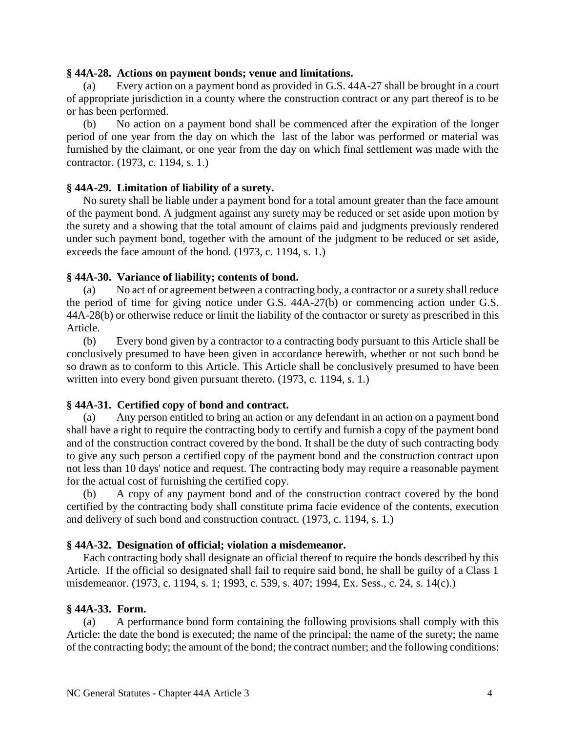**§ 44A-28. Actions on payment bonds; venue and limitations.**

(a) Every action on a payment bond as provided in G.S. 44A-27 shall be brought in a court of appropriate jurisdiction in a county where the construction contract or any part thereof is to be or has been performed.

(b) No action on a payment bond shall be commenced after the expiration of the longer period of one year from the day on which the last of the labor was performed or material was furnished by the claimant, or one year from the day on which final settlement was made with the contractor. (1973, c. 1194, s. 1.)

**§ 44A-29. Limitation of liability of a surety.**

No surety shall be liable under a payment bond for a total amount greater than the face amount of the payment bond. A judgment against any surety may be reduced or set aside upon motion by the surety and a showing that the total amount of claims paid and judgments previously rendered under such payment bond, together with the amount of the judgment to be reduced or set aside, exceeds the face amount of the bond. (1973, c. 1194, s. 1.)

**§ 44A-30. Variance of liability; contents of bond.**

(a) No act of or agreement between a contracting body, a contractor or a surety shall reduce the period of time for giving notice under G.S. 44A-27(b) or commencing action under G.S. 44A-28(b) or otherwise reduce or limit the liability of the contractor or surety as prescribed in this Article.

(b) Every bond given by a contractor to a contracting body pursuant to this Article shall be conclusively presumed to have been given in accordance herewith, whether or not such bond be so drawn as to conform to this Article. This Article shall be conclusively presumed to have been written into every bond given pursuant thereto. (1973, c. 1194, s. 1.)

**§ 44A-31. Certified copy of bond and contract.**

(a) Any person entitled to bring an action or any defendant in an action on a payment bond shall have a right to require the contracting body to certify and furnish a copy of the payment bond and of the construction contract covered by the bond. It shall be the duty of such contracting body to give any such person a certified copy of the payment bond and the construction contract upon not less than 10 days' notice and request. The contracting body may require a reasonable payment for the actual cost of furnishing the certified copy.

(b) A copy of any payment bond and of the construction contract covered by the bond certified by the contracting body shall constitute prima facie evidence of the contents, execution and delivery of such bond and construction contract. (1973, c. 1194, s. 1.)

**§ 44A-32. Designation of official; violation a misdemeanor.**

Each contracting body shall designate an official thereof to require the bonds described by this Article. If the official so designated shall fail to require said bond, he shall be guilty of a Class 1 misdemeanor. (1973, c. 1194, s. 1; 1993, c. 539, s. 407; 1994, Ex. Sess., c. 24, s. 14(c).)

**§ 44A-33. Form.**

(a) A performance bond form containing the following provisions shall comply with this Article: the date the bond is executed; the name of the principal; the name of the surety; the name of the contracting body; the amount of the bond; the contract number; and the following conditions: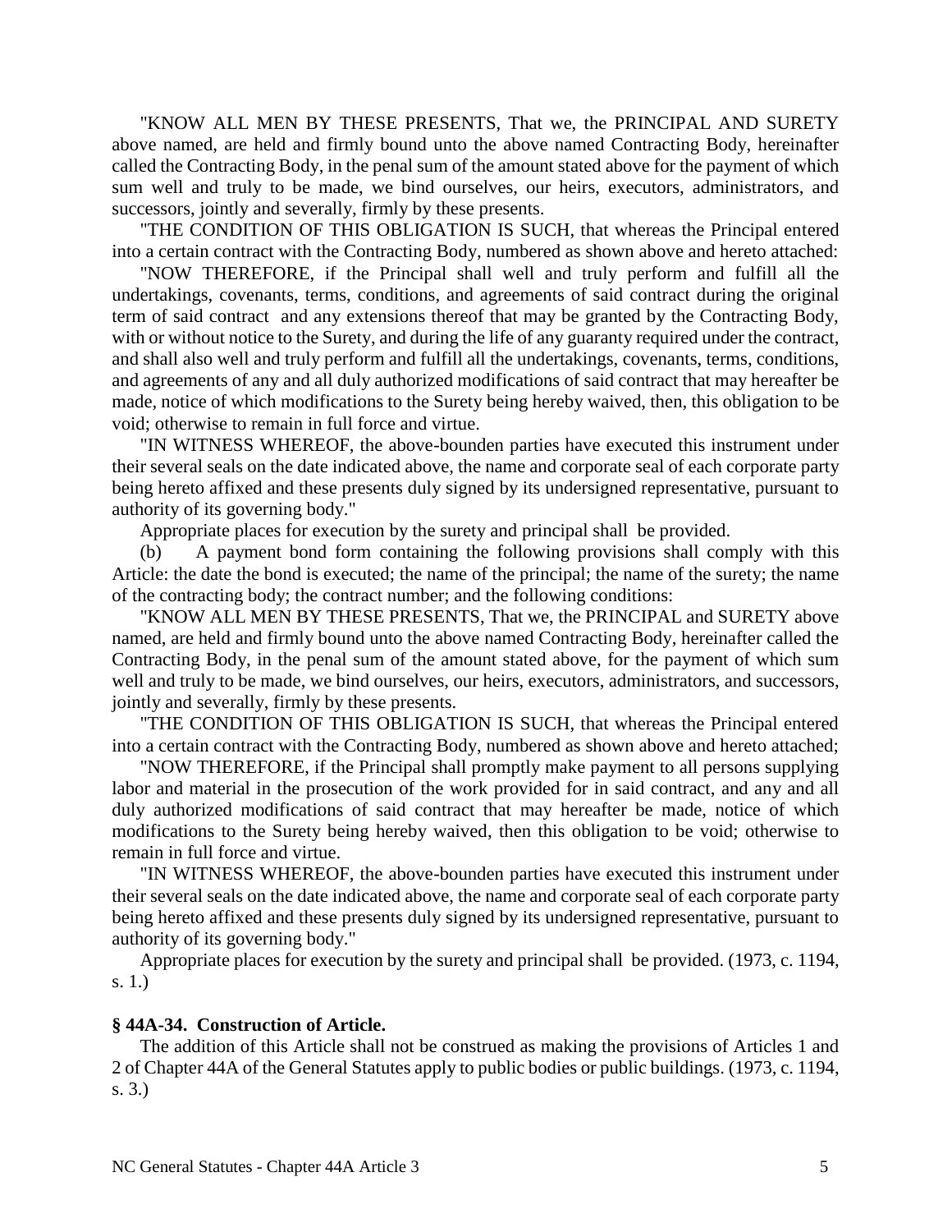"KNOW ALL MEN BY THESE PRESENTS, That we, the PRINCIPAL AND SURETY above named, are held and firmly bound unto the above named Contracting Body, hereinafter called the Contracting Body, in the penal sum of the amount stated above for the payment of which sum well and truly to be made, we bind ourselves, our heirs, executors, administrators, and successors, jointly and severally, firmly by these presents.

"THE CONDITION OF THIS OBLIGATION IS SUCH, that whereas the Principal entered into a certain contract with the Contracting Body, numbered as shown above and hereto attached:

"NOW THEREFORE, if the Principal shall well and truly perform and fulfill all the undertakings, covenants, terms, conditions, and agreements of said contract during the original term of said contract and any extensions thereof that may be granted by the Contracting Body, with or without notice to the Surety, and during the life of any guaranty required under the contract, and shall also well and truly perform and fulfill all the undertakings, covenants, terms, conditions, and agreements of any and all duly authorized modifications of said contract that may hereafter be made, notice of which modifications to the Surety being hereby waived, then, this obligation to be void; otherwise to remain in full force and virtue.

"IN WITNESS WHEREOF, the above-bounden parties have executed this instrument under their several seals on the date indicated above, the name and corporate seal of each corporate party being hereto affixed and these presents duly signed by its undersigned representative, pursuant to authority of its governing body."

Appropriate places for execution by the surety and principal shall be provided.

(b) A payment bond form containing the following provisions shall comply with this Article: the date the bond is executed; the name of the principal; the name of the surety; the name of the contracting body; the contract number; and the following conditions:

"KNOW ALL MEN BY THESE PRESENTS, That we, the PRINCIPAL and SURETY above named, are held and firmly bound unto the above named Contracting Body, hereinafter called the Contracting Body, in the penal sum of the amount stated above, for the payment of which sum well and truly to be made, we bind ourselves, our heirs, executors, administrators, and successors, jointly and severally, firmly by these presents.

"THE CONDITION OF THIS OBLIGATION IS SUCH, that whereas the Principal entered into a certain contract with the Contracting Body, numbered as shown above and hereto attached;

"NOW THEREFORE, if the Principal shall promptly make payment to all persons supplying labor and material in the prosecution of the work provided for in said contract, and any and all duly authorized modifications of said contract that may hereafter be made, notice of which modifications to the Surety being hereby waived, then this obligation to be void; otherwise to remain in full force and virtue.

"IN WITNESS WHEREOF, the above-bounden parties have executed this instrument under their several seals on the date indicated above, the name and corporate seal of each corporate party being hereto affixed and these presents duly signed by its undersigned representative, pursuant to authority of its governing body."

Appropriate places for execution by the surety and principal shall be provided. (1973, c. 1194, s. 1.)

**§ 44A-34. Construction of Article.**

The addition of this Article shall not be construed as making the provisions of Articles 1 and 2 of Chapter 44A of the General Statutes apply to public bodies or public buildings. (1973, c. 1194, s. 3.)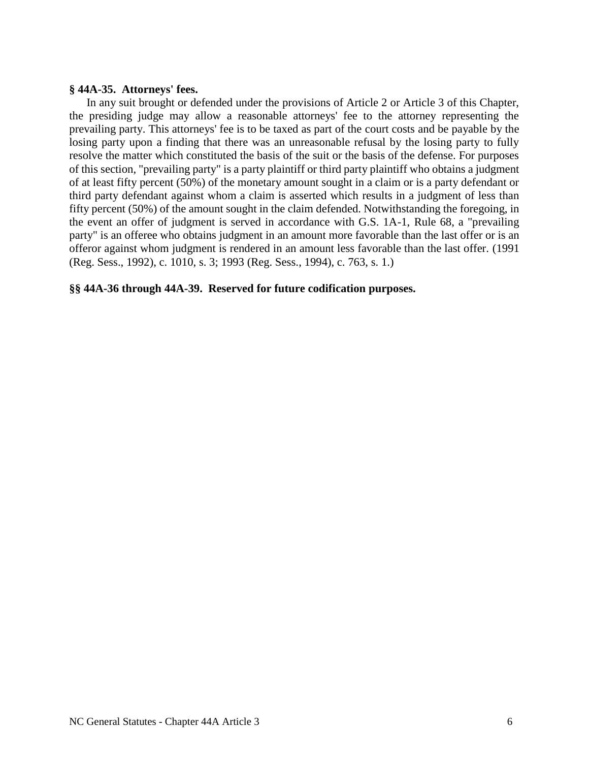**§ 44A-35. Attorneys' fees.**

In any suit brought or defended under the provisions of Article 2 or Article 3 of this Chapter, the presiding judge may allow a reasonable attorneys' fee to the attorney representing the prevailing party. This attorneys' fee is to be taxed as part of the court costs and be payable by the losing party upon a finding that there was an unreasonable refusal by the losing party to fully resolve the matter which constituted the basis of the suit or the basis of the defense. For purposes of this section, "prevailing party" is a party plaintiff or third party plaintiff who obtains a judgment of at least fifty percent (50%) of the monetary amount sought in a claim or is a party defendant or third party defendant against whom a claim is asserted which results in a judgment of less than fifty percent (50%) of the amount sought in the claim defended. Notwithstanding the foregoing, in the event an offer of judgment is served in accordance with G.S. 1A-1, Rule 68, a "prevailing party" is an offeree who obtains judgment in an amount more favorable than the last offer or is an offeror against whom judgment is rendered in an amount less favorable than the last offer. (1991 (Reg. Sess., 1992), c. 1010, s. 3; 1993 (Reg. Sess., 1994), c. 763, s. 1.)

**§§ 44A-36 through 44A-39. Reserved for future codification purposes.**